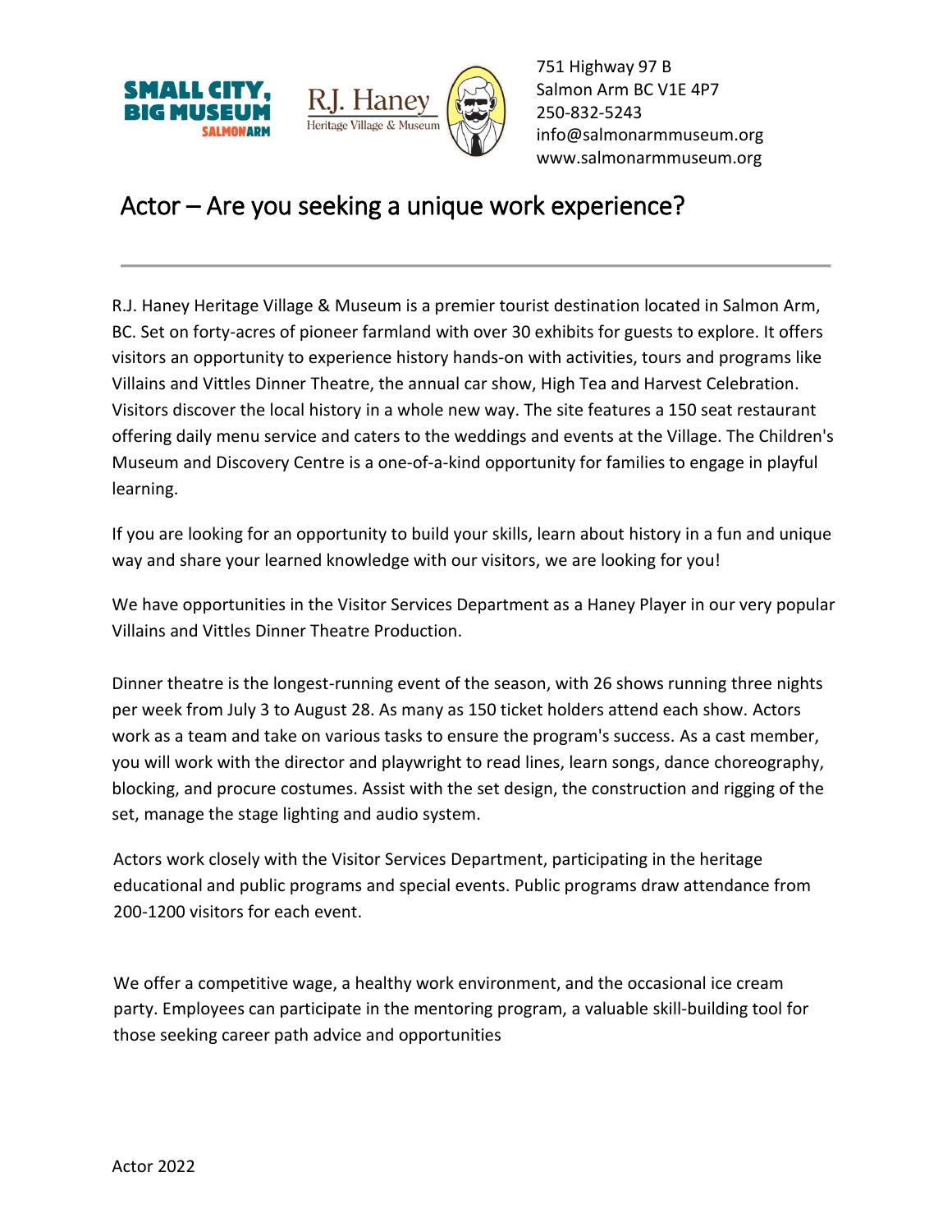751 Highway 97 B
Salmon Arm BC V1E 4P7
250-832-5243
info@salmonarmmuseum.org
www.salmonarmmuseum.org

# Actor – Are you seeking a unique work experience?

R.J. Haney Heritage Village & Museum is a premier tourist destination located in Salmon Arm, BC. Set on forty-acres of pioneer farmland with over 30 exhibits for guests to explore. It offers visitors an opportunity to experience history hands-on with activities, tours and programs like Villains and Vittles Dinner Theatre, the annual car show, High Tea and Harvest Celebration. Visitors discover the local history in a whole new way. The site features a 150 seat restaurant offering daily menu service and caters to the weddings and events at the Village. The Children's Museum and Discovery Centre is a one-of-a-kind opportunity for families to engage in playful learning.

If you are looking for an opportunity to build your skills, learn about history in a fun and unique way and share your learned knowledge with our visitors, we are looking for you!

We have opportunities in the Visitor Services Department as a Haney Player in our very popular Villains and Vittles Dinner Theatre Production.

Dinner theatre is the longest-running event of the season, with 26 shows running three nights per week from July 3 to August 28. As many as 150 ticket holders attend each show. Actors work as a team and take on various tasks to ensure the program's success. As a cast member, you will work with the director and playwright to read lines, learn songs, dance choreography, blocking, and procure costumes. Assist with the set design, the construction and rigging of the set, manage the stage lighting and audio system.

Actors work closely with the Visitor Services Department, participating in the heritage educational and public programs and special events. Public programs draw attendance from 200-1200 visitors for each event.

We offer a competitive wage, a healthy work environment, and the occasional ice cream party. Employees can participate in the mentoring program, a valuable skill-building tool for those seeking career path advice and opportunities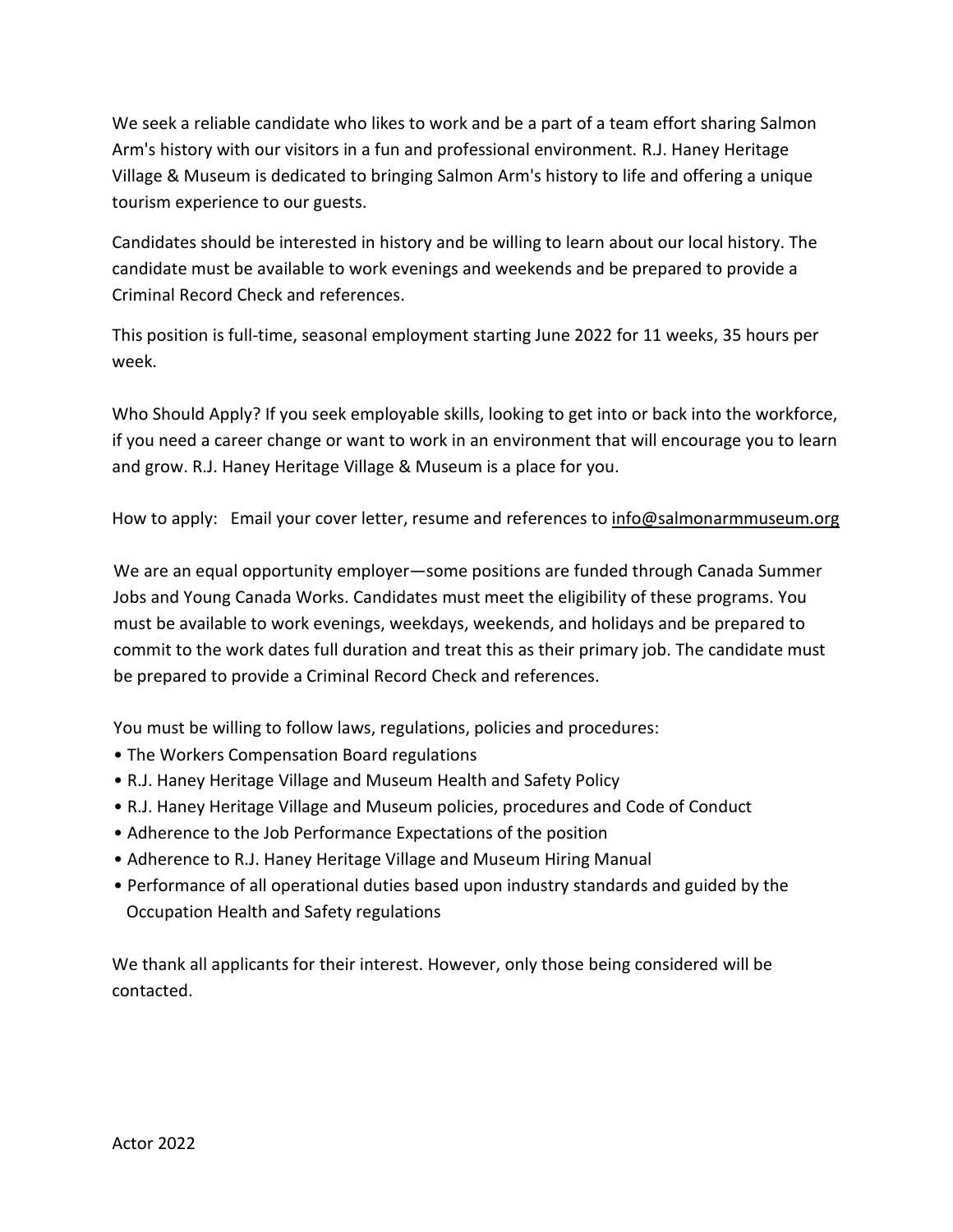We seek a reliable candidate who likes to work and be a part of a team effort sharing Salmon Arm's history with our visitors in a fun and professional environment. R.J. Haney Heritage Village & Museum is dedicated to bringing Salmon Arm's history to life and offering a unique tourism experience to our guests.

Candidates should be interested in history and be willing to learn about our local history. The candidate must be available to work evenings and weekends and be prepared to provide a Criminal Record Check and references.

This position is full-time, seasonal employment starting June 2022 for 11 weeks, 35 hours per week.

Who Should Apply? If you seek employable skills, looking to get into or back into the workforce, if you need a career change or want to work in an environment that will encourage you to learn and grow. R.J. Haney Heritage Village & Museum is a place for you.

How to apply: Email your cover letter, resume and references to info@salmonarmmuseum.org

We are an equal opportunity employer—some positions are funded through Canada Summer Jobs and Young Canada Works. Candidates must meet the eligibility of these programs. You must be available to work evenings, weekdays, weekends, and holidays and be prepared to commit to the work dates full duration and treat this as their primary job. The candidate must be prepared to provide a Criminal Record Check and references.

You must be willing to follow laws, regulations, policies and procedures:

- The Workers Compensation Board regulations
- R.J. Haney Heritage Village and Museum Health and Safety Policy
- R.J. Haney Heritage Village and Museum policies, procedures and Code of Conduct
- Adherence to the Job Performance Expectations of the position
- Adherence to R.J. Haney Heritage Village and Museum Hiring Manual
- Performance of all operational duties based upon industry standards and guided by the Occupation Health and Safety regulations

We thank all applicants for their interest. However, only those being considered will be contacted.

Actor 2022